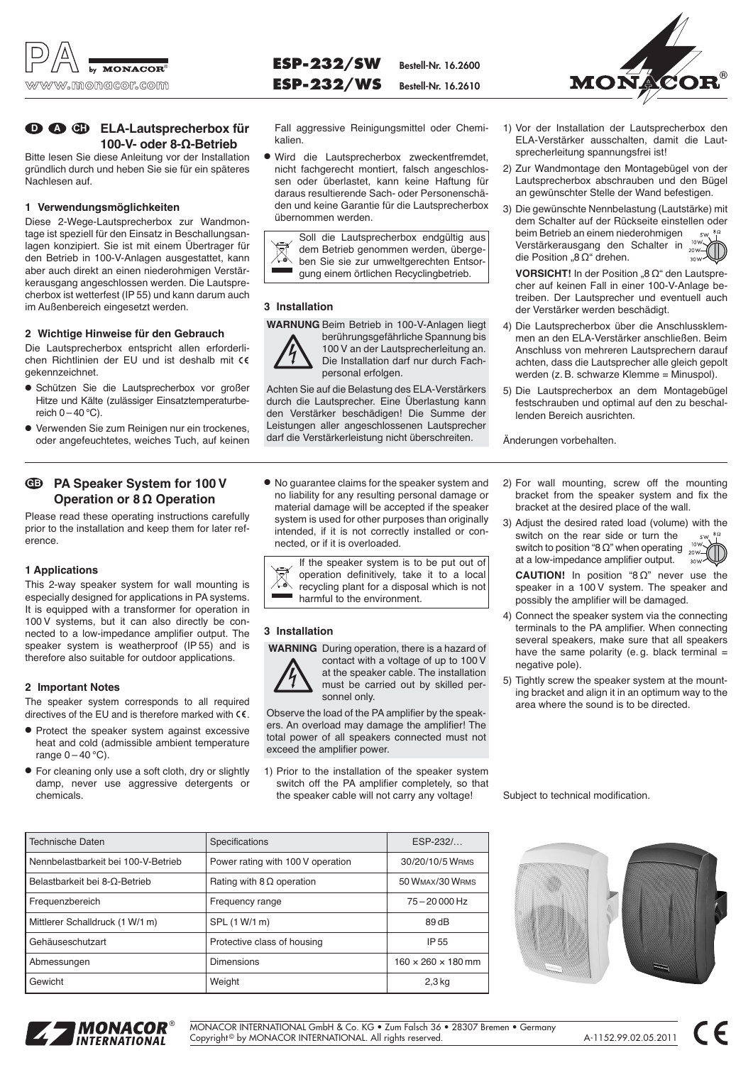# ESP-232/SW Bestell-Nr. 16.2600
# ESP-232/WS Bestell-Nr. 16.2610

## D A CH ELA-Lautsprecherbox für 100-V- oder 8-Ω-Betrieb

Bitte lesen Sie diese Anleitung vor der Installation gründlich durch und heben Sie sie für ein späteres Nachlesen auf.

### 1 Verwendungsmöglichkeiten

Diese 2-Wege-Lautsprecherbox zur Wandmontage ist speziell für den Einsatz in Beschallungsanlagen konzipiert. Sie ist mit einem Übertrager für den Betrieb in 100-V-Anlagen ausgestattet, kann aber auch direkt an einen niederohmigen Verstärkerausgang angeschlossen werden. Die Lautsprecherbox ist wetterfest (IP 55) und kann darum auch im Außenbereich eingesetzt werden.

### 2 Wichtige Hinweise für den Gebrauch

Die Lautsprecherbox entspricht allen erforderlichen Richtlinien der EU und ist deshalb mit CE gekennzeichnet.

- Schützen Sie die Lautsprecherbox vor großer Hitze und Kälte (zulässiger Einsatztemperaturbereich 0 – 40 °C).
- Verwenden Sie zum Reinigen nur ein trockenes, oder angefeuchtetes, weiches Tuch, auf keinen Fall aggressive Reinigungsmittel oder Chemikalien.
- Wird die Lautsprecherbox zweckentfremdet, nicht fachgerecht montiert, falsch angeschlossen oder überlastet, kann keine Haftung für daraus resultierende Sach- oder Personenschäden und keine Garantie für die Lautsprecherbox übernommen werden.

Soll die Lautsprecherbox endgültig aus dem Betrieb genommen werden, übergeben Sie sie zur umweltgerechten Entsorgung einem örtlichen Recyclingbetrieb.

### 3 Installation

**WARNUNG** Beim Betrieb in 100-V-Anlagen liegt berührungsgefährliche Spannung bis 100 V an der Lautsprecherleitung an. Die Installation darf nur durch Fachpersonal erfolgen.

Achten Sie auf die Belastung des ELA-Verstärkers durch die Lautsprecher. Eine Überlastung kann den Verstärker beschädigen! Die Summe der Leistungen aller angeschlossenen Lautsprecher darf die Verstärkerleistung nicht überschreiten.

1) Vor der Installation der Lautsprecherbox den ELA-Verstärker ausschalten, damit die Lautsprecherleitung spannungsfrei ist!
2) Zur Wandmontage den Montagebügel von der Lautsprecherbox abschrauben und den Bügel an gewünschter Stelle der Wand befestigen.
3) Die gewünschte Nennbelastung (Lautstärke) mit dem Schalter auf der Rückseite einstellen oder beim Betrieb an einem niederohmigen Verstärkerausgang den Schalter in die Position „8 Ω" drehen.

   **VORSICHT!** In der Position „8 Ω" den Lautsprecher auf keinen Fall in einer 100-V-Anlage betreiben. Der Lautsprecher und eventuell auch der Verstärker werden beschädigt.
4) Die Lautsprecherbox über die Anschlussklemmen an den ELA-Verstärker anschließen. Beim Anschluss von mehreren Lautsprechern darauf achten, dass die Lautsprecher alle gleich gepolt werden (z. B. schwarze Klemme = Minuspol).
5) Die Lautsprecherbox an dem Montagebügel festschrauben und optimal auf den zu beschallenden Bereich ausrichten.

Änderungen vorbehalten.

## GB PA Speaker System for 100 V Operation or 8 Ω Operation

Please read these operating instructions carefully prior to the installation and keep them for later reference.

### 1 Applications

This 2-way speaker system for wall mounting is especially designed for applications in PA systems. It is equipped with a transformer for operation in 100 V systems, but it can also directly be connected to a low-impedance amplifier output. The speaker system is weatherproof (IP 55) and is therefore also suitable for outdoor applications.

### 2 Important Notes

The speaker system corresponds to all required directives of the EU and is therefore marked with CE.

- Protect the speaker system against excessive heat and cold (admissible ambient temperature range 0 – 40 °C).
- For cleaning only use a soft cloth, dry or slightly damp, never use aggressive detergents or chemicals.
- No guarantee claims for the speaker system and no liability for any resulting personal damage or material damage will be accepted if the speaker system is used for other purposes than originally intended, if it is not correctly installed or connected, or if it is overloaded.

If the speaker system is to be put out of operation definitively, take it to a local recycling plant for a disposal which is not harmful to the environment.

### 3 Installation

**WARNING** During operation, there is a hazard of contact with a voltage of up to 100 V at the speaker cable. The installation must be carried out by skilled personnel only.

Observe the load of the PA amplifier by the speakers. An overload may damage the amplifier! The total power of all speakers connected must not exceed the amplifier power.

1) Prior to the installation of the speaker system switch off the PA amplifier completely, so that the speaker cable will not carry any voltage!
2) For wall mounting, screw off the mounting bracket from the speaker system and fix the bracket at the desired place of the wall.
3) Adjust the desired rated load (volume) with the switch on the rear side or turn the switch to position "8 Ω" when operating at a low-impedance amplifier output.

   **CAUTION!** In position "8 Ω" never use the speaker in a 100 V system. The speaker and possibly the amplifier will be damaged.
4) Connect the speaker system via the connecting terminals to the PA amplifier. When connecting several speakers, make sure that all speakers have the same polarity (e. g. black terminal = negative pole).
5) Tightly screw the speaker system at the mounting bracket and align it in an optimum way to the area where the sound is to be directed.

Subject to technical modification.

| Technische Daten | Specifications | ESP-232/… |
|---|---|---|
| Nennbelastbarkeit bei 100-V-Betrieb | Power rating with 100 V operation | 30/20/10/5 WRMS |
| Belastbarkeit bei 8-Ω-Betrieb | Rating with 8 Ω operation | 50 WMAX/30 WRMS |
| Frequenzbereich | Frequency range | 75 – 20 000 Hz |
| Mittlerer Schalldruck (1 W/1 m) | SPL (1 W/1 m) | 89 dB |
| Gehäuseschutzart | Protective class of housing | IP 55 |
| Abmessungen | Dimensions | 160 × 260 × 180 mm |
| Gewicht | Weight | 2,3 kg |

MONACOR INTERNATIONAL GmbH & Co. KG • Zum Falsch 36 • 28307 Bremen • Germany
Copyright© by MONACOR INTERNATIONAL. All rights reserved. A-1152.99.02.05.2011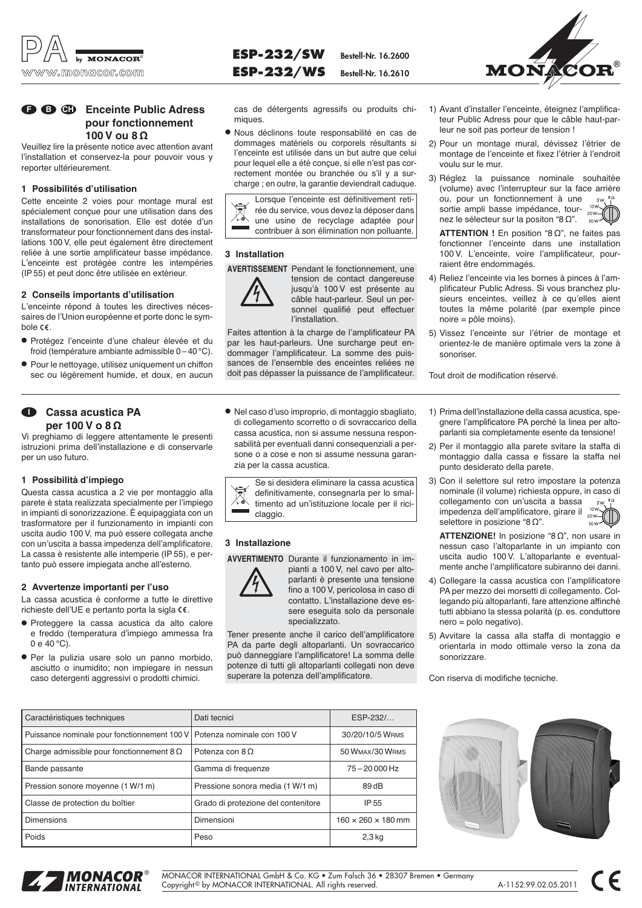ESP-232/SW Bestell-Nr. 16.2600
ESP-232/WS Bestell-Nr. 16.2610

## F B CH Enceinte Public Adress pour fonctionnement 100 V ou 8 Ω

Veuillez lire la présente notice avec attention avant l'installation et conservez-la pour pouvoir vous y reporter ultérieurement.

### 1 Possibilités d'utilisation

Cette enceinte 2 voies pour montage mural est spécialement conçue pour une utilisation dans des installations de sonorisation. Elle est dotée d'un transformateur pour fonctionnement dans des installations 100 V, elle peut également être directement reliée à une sortie amplificateur basse impédance. L'enceinte est protégée contre les intempéries (IP 55) et peut donc être utilisée en extérieur.

### 2 Conseils importants d'utilisation

L'enceinte répond à toutes les directives nécessaires de l'Union européenne et porte donc le symbole CE.

- Protégez l'enceinte d'une chaleur élevée et du froid (température ambiante admissible 0 – 40 °C).
- Pour le nettoyage, utilisez uniquement un chiffon sec ou légèrement humide, et doux, en aucun cas de détergents agressifs ou produits chimiques.
- Nous déclinons toute responsabilité en cas de dommages matériels ou corporels résultants si l'enceinte est utilisée dans un but autre que celui pour lequel elle a été conçue, si elle n'est pas correctement montée ou branchée ou s'il y a surcharge ; en outre, la garantie deviendrait caduque.

Lorsque l'enceinte est définitivement retirée du service, vous devez la déposer dans une usine de recyclage adaptée pour contribuer à son élimination non polluante.

### 3 Installation

**AVERTISSEMENT** Pendant le fonctionnement, une tension de contact dangereuse jusqu'à 100 V est présente au câble haut-parleur. Seul un personnel qualifié peut effectuer l'installation.

Faites attention à la charge de l'amplificateur PA par les haut-parleurs. Une surcharge peut endommager l'amplificateur. La somme des puissances de l'ensemble des enceintes reliées ne doit pas dépasser la puissance de l'amplificateur.

1) Avant d'installer l'enceinte, éteignez l'amplificateur Public Adress pour que le câble haut-parleur ne soit pas porteur de tension !
2) Pour un montage mural, dévissez l'étrier de montage de l'enceinte et fixez l'étrier à l'endroit voulu sur le mur.
3) Réglez la puissance nominale souhaitée (volume) avec l'interrupteur sur la face arrière ou, pour un fonctionnement à une sortie ampli basse impédance, tournez le sélecteur sur la positon "8 Ω".

   **ATTENTION !** En position "8 Ω", ne faites pas fonctionner l'enceinte dans une installation 100 V. L'enceinte, voire l'amplificateur, pourraient être endommagés.
4) Reliez l'enceinte via les bornes à pinces à l'amplificateur Public Adress. Si vous branchez plusieurs enceintes, veillez à ce qu'elles aient toutes la même polarité (par exemple pince noire = pôle moins).
5) Vissez l'enceinte sur l'étrier de montage et orientez-le de manière optimale vers la zone à sonoriser.

Tout droit de modification réservé.

## I Cassa acustica PA per 100 V o 8 Ω

Vi preghiamo di leggere attentamente le presenti istruzioni prima dell'installazione e di conservarle per un uso futuro.

### 1 Possibilità d'impiego

Questa cassa acustica a 2 vie per montaggio alla parete è stata realizzata specialmente per l'impiego in impianti di sonorizzazione. È equipaggiata con un trasformatore per il funzionamento in impianti con uscita audio 100 V, ma può essere collegata anche con un'uscita a bassa impedenza dell'amplificatore. La cassa è resistente alle intemperie (IP 55), e pertanto può essere impiegata anche all'esterno.

### 2 Avvertenze importanti per l'uso

La cassa acustica è conforme a tutte le direttive richieste dell'UE e pertanto porta la sigla CE.

- Proteggere la cassa acustica da alto calore e freddo (temperatura d'impiego ammessa fra 0 e 40 °C).
- Per la pulizia usare solo un panno morbido, asciutto o inumidito; non impiegare in nessun caso detergenti aggressivi o prodotti chimici.
- Nel caso d'uso improprio, di montaggio sbagliato, di collegamento scorretto o di sovraccarico della cassa acustica, non si assume nessuna responsabilità per eventuali danni consequenziali a persone o a cose e non si assume nessuna garanzia per la cassa acustica.

Se si desidera eliminare la cassa acustica definitivamente, consegnarla per lo smaltimento ad un'istituzione locale per il riciclaggio.

### 3 Installazione

**AVVERTIMENTO** Durante il funzionamento in impianti a 100 V, nel cavo per altoparlanti è presente una tensione fino a 100 V, pericolosa in caso di contatto. L'installazione deve essere eseguita solo da personale specializzato.

Tener presente anche il carico dell'amplificatore PA da parte degli altoparlanti. Un sovraccarico può danneggiare l'amplificatore! La somma delle potenze di tutti gli altoparlanti collegati non deve superare la potenza dell'amplificatore.

1) Prima dell'installazione della cassa acustica, spegnere l'amplificatore PA perché la linea per altoparlanti sia completamente esente da tensione!
2) Per il montaggio alla parete svitare la staffa di montaggio dalla cassa e fissare la staffa nel punto desiderato della parete.
3) Con il selettore sul retro impostare la potenza nominale (il volume) richiesta oppure, in caso di collegamento con un'uscita a bassa impedenza dell'amplificatore, girare il selettore in posizione "8 Ω".

   **ATTENZIONE!** In posizione "8 Ω", non usare in nessun caso l'altoparlante in un impianto con uscita audio 100 V. L'altoparlante e eventualmente anche l'amplificatore subiranno dei danni.
4) Collegare la cassa acustica con l'amplificatore PA per mezzo dei morsetti di collegamento. Collegando più altoparlanti, fare attenzione affinché tutti abbiano la stessa polarità (p. es. conduttore nero = polo negativo).
5) Avvitare la cassa alla staffa di montaggio e orientarla in modo ottimale verso la zona da sonorizzare.

Con riserva di modifiche tecniche.

| Caractéristiques techniques | Dati tecnici | ESP-232/… |
|---|---|---|
| Puissance nominale pour fonctionnement 100 V | Potenza nominale con 100 V | 30/20/10/5 WRMS |
| Charge admissible pour fonctionnement 8 Ω | Potenza con 8 Ω | 50 WMAX/30 WRMS |
| Bande passante | Gamma di frequenze | 75 – 20 000 Hz |
| Pression sonore moyenne (1 W/1 m) | Pressione sonora media (1 W/1 m) | 89 dB |
| Classe de protection du boîtier | Grado di protezione del contenitore | IP 55 |
| Dimensions | Dimensioni | 160 × 260 × 180 mm |
| Poids | Peso | 2,3 kg |

MONACOR INTERNATIONAL GmbH & Co. KG • Zum Falsch 36 • 28307 Bremen • Germany
Copyright© by MONACOR INTERNATIONAL. All rights reserved. A-1152.99.02.05.2011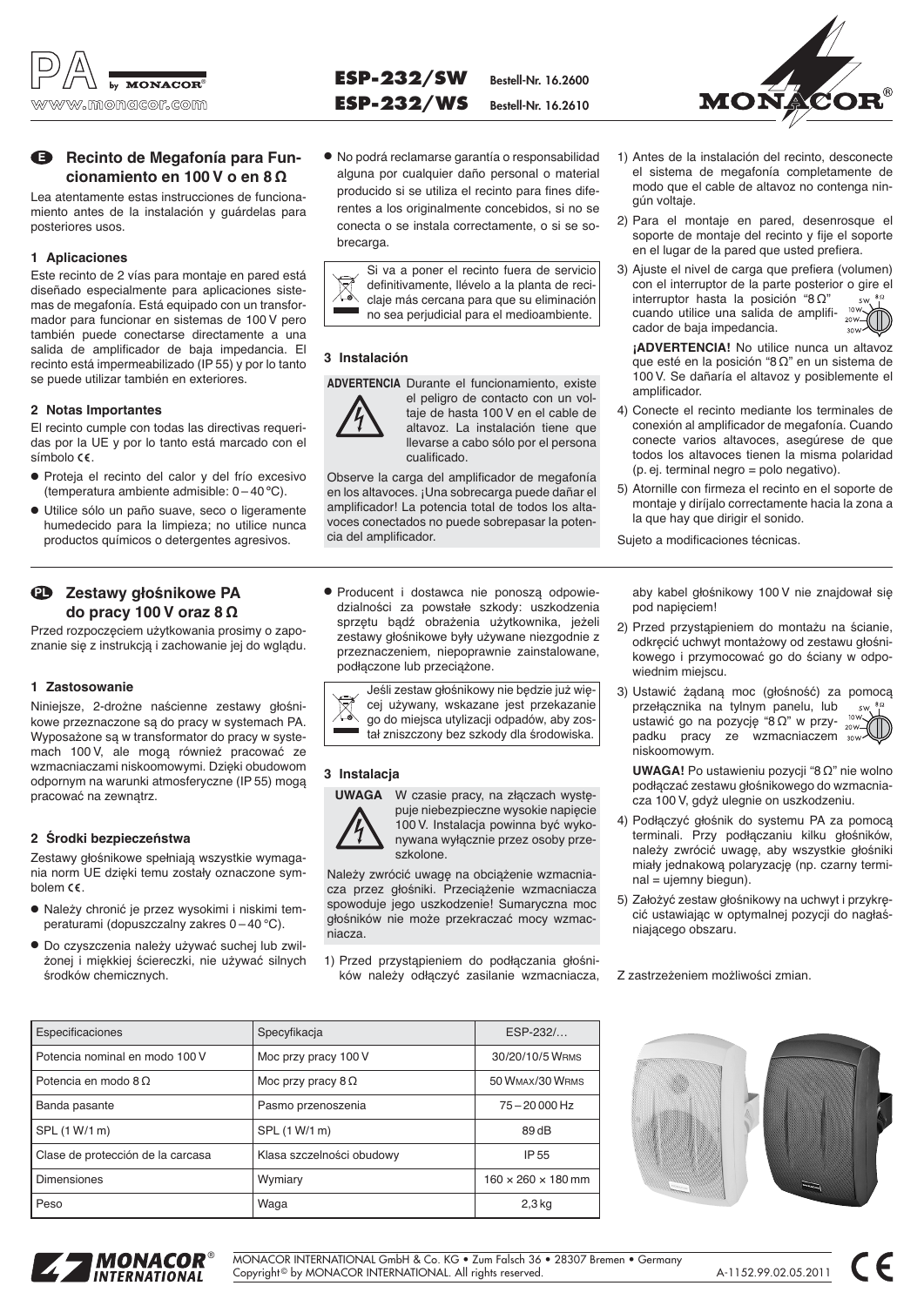PA by MONACOR

www.monacor.com

**ESP-232/SW** Bestell-Nr. 16.2600
**ESP-232/WS** Bestell-Nr. 16.2610

## E Recinto de Megafonía para Funcionamiento en 100 V o en 8 Ω

Lea atentamente estas instrucciones de funcionamiento antes de la instalación y guárdelas para posteriores usos.

### 1 Aplicaciones

Este recinto de 2 vías para montaje en pared está diseñado especialmente para aplicaciones sistemas de megafonía. Está equipado con un transformador para funcionar en sistemas de 100 V pero también puede conectarse directamente a una salida de amplificador de baja impedancia. El recinto está impermeabilizado (IP 55) y por lo tanto se puede utilizar también en exteriores.

### 2 Notas Importantes

El recinto cumple con todas las directivas requeridas por la UE y por lo tanto está marcado con el símbolo CE.

- Proteja el recinto del calor y del frío excesivo (temperatura ambiente admisible: 0 – 40 °C).
- Utilice sólo un paño suave, seco o ligeramente humedecido para la limpieza; no utilice nunca productos químicos o detergentes agresivos.
- No podrá reclamarse garantía o responsabilidad alguna por cualquier daño personal o material producido si se utiliza el recinto para fines diferentes a los originalmente concebidos, si no se conecta o se instala correctamente, o si se sobrecarga.

Si va a poner el recinto fuera de servicio definitivamente, llévelo a la planta de reciclaje más cercana para que su eliminación no sea perjudicial para el medioambiente.

### 3 Instalación

**ADVERTENCIA** Durante el funcionamiento, existe el peligro de contacto con un voltaje de hasta 100 V en el cable de altavoz. La instalación tiene que llevarse a cabo sólo por el persona cualificado.

Observe la carga del amplificador de megafonía en los altavoces. ¡Una sobrecarga puede dañar el amplificador! La potencia total de todos los altavoces conectados no puede sobrepasar la potencia del amplificador.

1) Antes de la instalación del recinto, desconecte el sistema de megafonía completamente de modo que el cable de altavoz no contenga ningún voltaje.
2) Para el montaje en pared, desenrosque el soporte de montaje del recinto y fije el soporte en el lugar de la pared que usted prefiera.
3) Ajuste el nivel de carga que prefiera (volumen) con el interruptor de la parte posterior o gire el interruptor hasta la posición "8 Ω" cuando utilice una salida de amplificador de baja impedancia.

   5W 8Ω 10W 20W 30W

   **¡ADVERTENCIA!** No utilice nunca un altavoz que esté en la posición "8 Ω" en un sistema de 100 V. Se dañaría el altavoz y posiblemente el amplificador.
4) Conecte el recinto mediante los terminales de conexión al amplificador de megafonía. Cuando conecte varios altavoces, asegúrese de que todos los altavoces tienen la misma polaridad (p. ej. terminal negro = polo negativo).
5) Atornille con firmeza el recinto en el soporte de montaje y diríjalo correctamente hacia la zona a la que hay que dirigir el sonido.

Sujeto a modificaciones técnicas.

## PL Zestawy głośnikowe PA do pracy 100 V oraz 8 Ω

Przed rozpoczęciem użytkowania prosimy o zapoznanie się z instrukcją i zachowanie jej do wglądu.

### 1 Zastosowanie

Niniejsze, 2-drożne naścienne zestawy głośnikowe przeznaczone są do pracy w systemach PA. Wyposażone są w transformator do pracy w systemach 100 V, ale mogą również pracować ze wzmacniaczami niskoomowymi. Dzięki obudowom odpornym na warunki atmosferyczne (IP 55) mogą pracować na zewnątrz.

### 2 Środki bezpieczeństwa

Zestawy głośnikowe spełniają wszystkie wymagania norm UE dzięki temu zostały oznaczone symbolem CE.

- Należy chronić je przez wysokimi i niskimi temperaturami (dopuszczalny zakres 0 – 40 °C).
- Do czyszczenia należy używać suchej lub zwilżonej i miękkiej ściereczki, nie używać silnych środków chemicznych.
- Producent i dostawca nie ponoszą odpowiedzialności za powstałe szkody: uszkodzenia sprzętu bądź obrażenia użytkownika, jeżeli zestawy głośnikowe były używane niezgodnie z przeznaczeniem, niepopranie zainstalowane, podłączone lub przeciążone.

Jeśli zestaw głośnikowy nie będzie już więcej używany, wskazane jest przekazanie go do miejsca utylizacji odpadów, aby został zniszczony bez szkody dla środowiska.

### 3 Instalacja

**UWAGA** W czasie pracy, na złączach występuje niebezpieczne wysokie napięcie 100 V. Instalacja powinna być wykonywana wyłącznie przez osoby przeszkolone.

Należy zwrócić uwagę na obciążenie wzmacniacza przez głośniki. Przeciążenie wzmacniacza spowoduje jego uszkodzenie! Sumaryczna moc głośników nie może przekraczać mocy wzmacniacza.

1) Przed przystąpieniem do podłączania głośników należy odłączyć zasilanie wzmacniacza, aby kabel głośnikowy 100 V nie znajdował się pod napięciem!
2) Przed przystąpieniem do montażu na ścianie, odkręcić uchwyt montażowy od zestawu głośnikowego i przymocować go do ściany w odpowiednim miejscu.
3) Ustawić żądaną moc (głośność) za pomocą przełącznika na tylnym panelu, lub ustawić go na pozycję "8 Ω" w przypadku pracy ze wzmacniaczem niskoomowym.

   5W 8Ω 10W 20W 30W

   **UWAGA!** Po ustawieniu pozycji "8 Ω" nie wolno podłączać zestawu głośnikowego do wzmacniacza 100 V, gdyż ulegnie on uszkodzeniu.
4) Podłączyć głośnik do systemu PA za pomocą terminali. Przy podłączaniu kilku głośników, należy zwrócić uwagę, aby wszystkie głośniki miały jednakową polaryzację (np. czarny terminal = ujemny biegun).
5) Założyć zestaw głośnikowy na uchwyt i przykręcić ustawiając w optymalnej pozycji do nagłaśniającego obszaru.

Z zastrzeżeniem możliwości zmian.

| Especificaciones | Specyfikacja | ESP-232/… |
|---|---|---|
| Potencia nominal en modo 100 V | Moc przy pracy 100 V | 30/20/10/5 WRMS |
| Potencia en modo 8 Ω | Moc przy pracy 8 Ω | 50 WMAX/30 WRMS |
| Banda pasante | Pasmo przenoszenia | 75 – 20 000 Hz |
| SPL (1 W/1 m) | SPL (1 W/1 m) | 89 dB |
| Clase de protección de la carcasa | Klasa szczelności obudowy | IP 55 |
| Dimensiones | Wymiary | 160 × 260 × 180 mm |
| Peso | Waga | 2,3 kg |

MONACOR INTERNATIONAL GmbH & Co. KG • Zum Falsch 36 • 28307 Bremen • Germany
Copyright© by MONACOR INTERNATIONAL. All rights reserved.

A-1152.99.02.05.2011